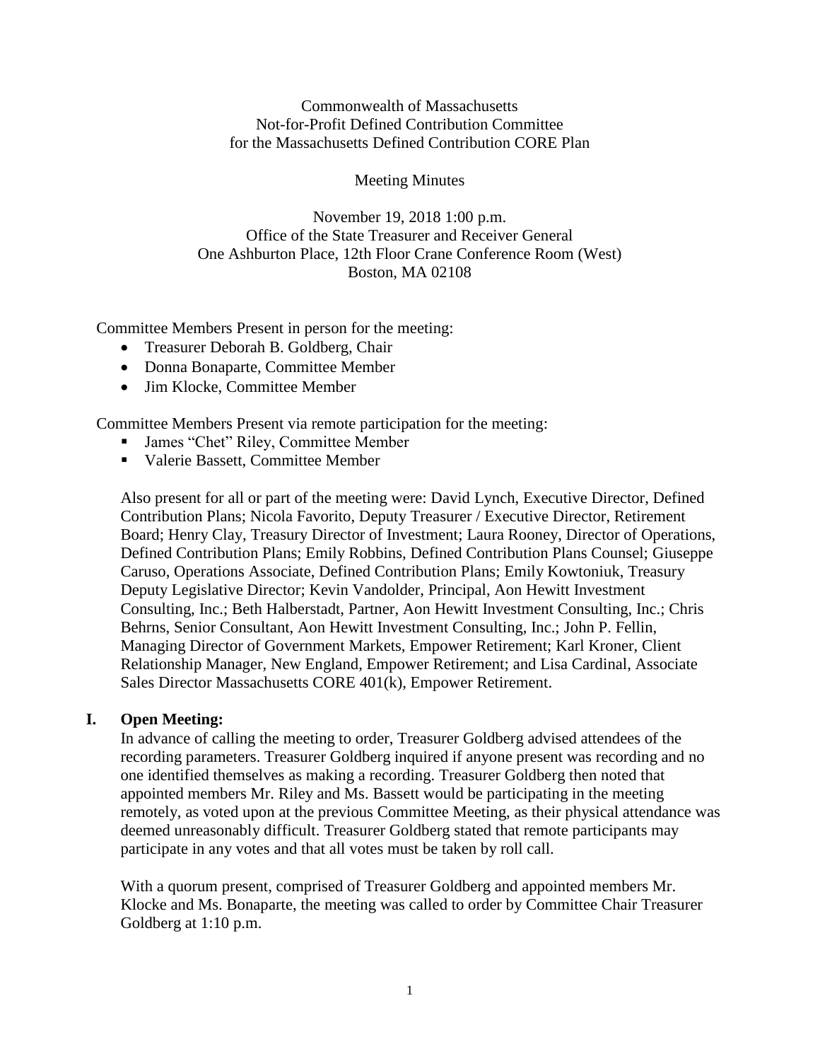Commonwealth of Massachusetts
Not-for-Profit Defined Contribution Committee
for the Massachusetts Defined Contribution CORE Plan

Meeting Minutes

November 19, 2018 1:00 p.m.
Office of the State Treasurer and Receiver General
One Ashburton Place, 12th Floor Crane Conference Room (West)
Boston, MA 02108

Committee Members Present in person for the meeting:

- Treasurer Deborah B. Goldberg, Chair
- Donna Bonaparte, Committee Member
- Jim Klocke, Committee Member

Committee Members Present via remote participation for the meeting:

- James "Chet" Riley, Committee Member
- Valerie Bassett, Committee Member

Also present for all or part of the meeting were: David Lynch, Executive Director, Defined Contribution Plans; Nicola Favorito, Deputy Treasurer / Executive Director, Retirement Board; Henry Clay, Treasury Director of Investment; Laura Rooney, Director of Operations, Defined Contribution Plans; Emily Robbins, Defined Contribution Plans Counsel; Giuseppe Caruso, Operations Associate, Defined Contribution Plans; Emily Kowtoniuk, Treasury Deputy Legislative Director; Kevin Vandolder, Principal, Aon Hewitt Investment Consulting, Inc.; Beth Halberstadt, Partner, Aon Hewitt Investment Consulting, Inc.; Chris Behrns, Senior Consultant, Aon Hewitt Investment Consulting, Inc.; John P. Fellin, Managing Director of Government Markets, Empower Retirement; Karl Kroner, Client Relationship Manager, New England, Empower Retirement; and Lisa Cardinal, Associate Sales Director Massachusetts CORE 401(k), Empower Retirement.

## I. Open Meeting:

In advance of calling the meeting to order, Treasurer Goldberg advised attendees of the recording parameters. Treasurer Goldberg inquired if anyone present was recording and no one identified themselves as making a recording. Treasurer Goldberg then noted that appointed members Mr. Riley and Ms. Bassett would be participating in the meeting remotely, as voted upon at the previous Committee Meeting, as their physical attendance was deemed unreasonably difficult. Treasurer Goldberg stated that remote participants may participate in any votes and that all votes must be taken by roll call.

With a quorum present, comprised of Treasurer Goldberg and appointed members Mr. Klocke and Ms. Bonaparte, the meeting was called to order by Committee Chair Treasurer Goldberg at 1:10 p.m.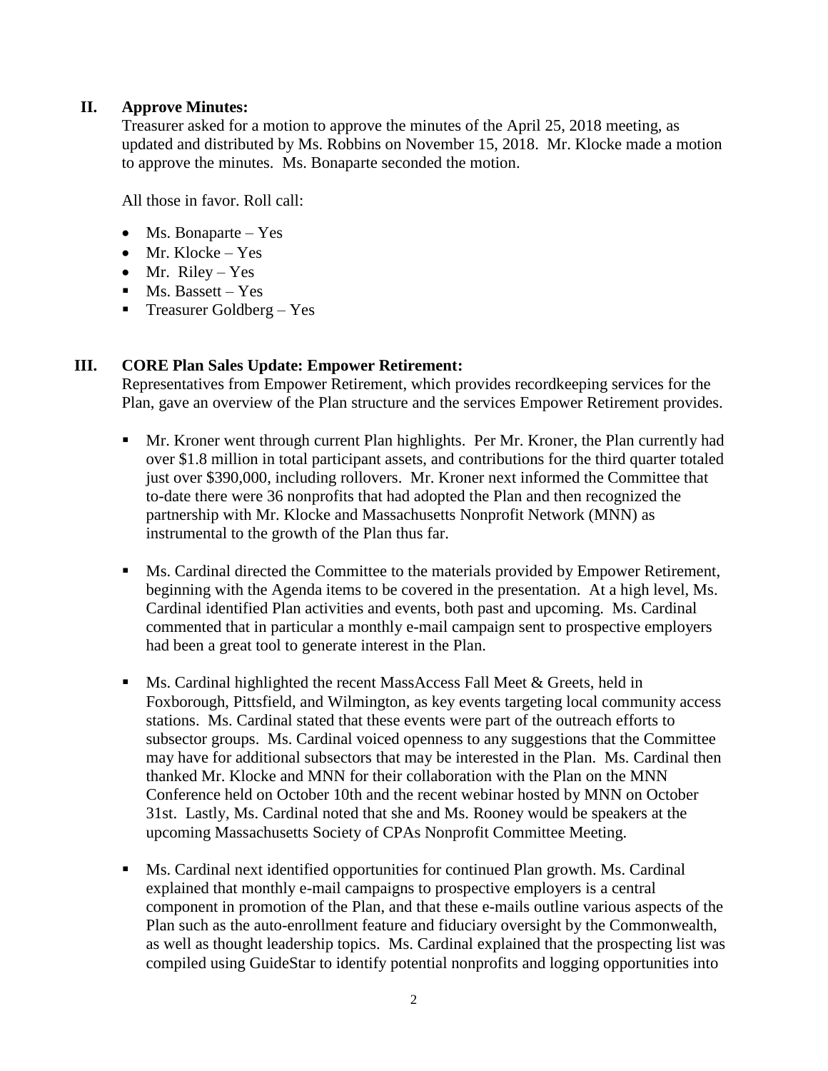## II. Approve Minutes:

Treasurer asked for a motion to approve the minutes of the April 25, 2018 meeting, as updated and distributed by Ms. Robbins on November 15, 2018. Mr. Klocke made a motion to approve the minutes. Ms. Bonaparte seconded the motion.

All those in favor. Roll call:

- Ms. Bonaparte – Yes
- Mr. Klocke – Yes
- Mr. Riley – Yes
- Ms. Bassett – Yes
- Treasurer Goldberg – Yes

## III. CORE Plan Sales Update: Empower Retirement:

Representatives from Empower Retirement, which provides recordkeeping services for the Plan, gave an overview of the Plan structure and the services Empower Retirement provides.

- Mr. Kroner went through current Plan highlights. Per Mr. Kroner, the Plan currently had over $1.8 million in total participant assets, and contributions for the third quarter totaled just over $390,000, including rollovers. Mr. Kroner next informed the Committee that to-date there were 36 nonprofits that had adopted the Plan and then recognized the partnership with Mr. Klocke and Massachusetts Nonprofit Network (MNN) as instrumental to the growth of the Plan thus far.

- Ms. Cardinal directed the Committee to the materials provided by Empower Retirement, beginning with the Agenda items to be covered in the presentation. At a high level, Ms. Cardinal identified Plan activities and events, both past and upcoming. Ms. Cardinal commented that in particular a monthly e-mail campaign sent to prospective employers had been a great tool to generate interest in the Plan.

- Ms. Cardinal highlighted the recent MassAccess Fall Meet & Greets, held in Foxborough, Pittsfield, and Wilmington, as key events targeting local community access stations. Ms. Cardinal stated that these events were part of the outreach efforts to subsector groups. Ms. Cardinal voiced openness to any suggestions that the Committee may have for additional subsectors that may be interested in the Plan. Ms. Cardinal then thanked Mr. Klocke and MNN for their collaboration with the Plan on the MNN Conference held on October 10th and the recent webinar hosted by MNN on October 31st. Lastly, Ms. Cardinal noted that she and Ms. Rooney would be speakers at the upcoming Massachusetts Society of CPAs Nonprofit Committee Meeting.

- Ms. Cardinal next identified opportunities for continued Plan growth. Ms. Cardinal explained that monthly e-mail campaigns to prospective employers is a central component in promotion of the Plan, and that these e-mails outline various aspects of the Plan such as the auto-enrollment feature and fiduciary oversight by the Commonwealth, as well as thought leadership topics. Ms. Cardinal explained that the prospecting list was compiled using GuideStar to identify potential nonprofits and logging opportunities into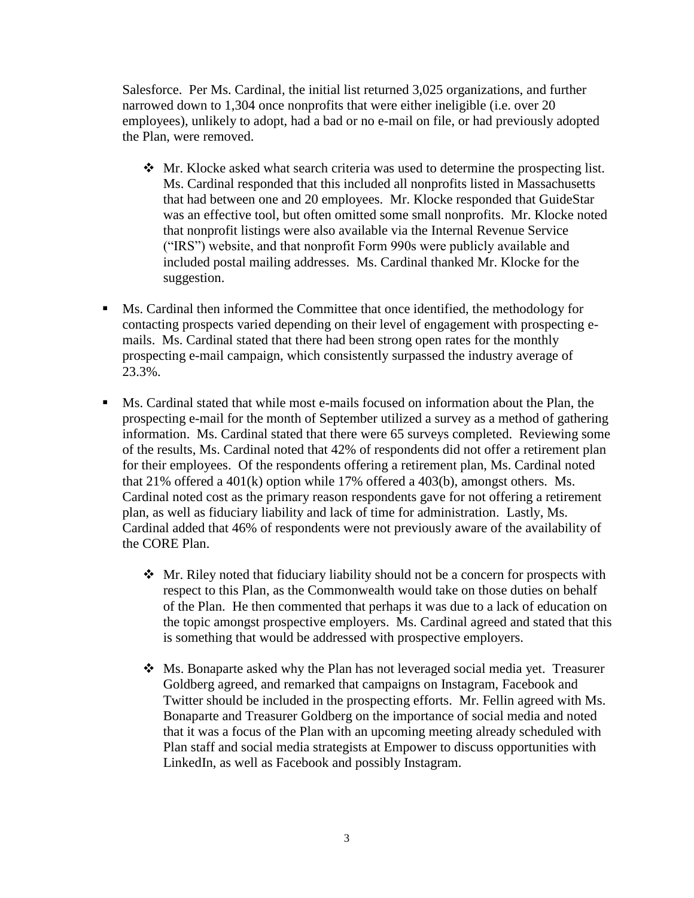Salesforce. Per Ms. Cardinal, the initial list returned 3,025 organizations, and further narrowed down to 1,304 once nonprofits that were either ineligible (i.e. over 20 employees), unlikely to adopt, had a bad or no e-mail on file, or had previously adopted the Plan, were removed.

  - Mr. Klocke asked what search criteria was used to determine the prospecting list. Ms. Cardinal responded that this included all nonprofits listed in Massachusetts that had between one and 20 employees. Mr. Klocke responded that GuideStar was an effective tool, but often omitted some small nonprofits. Mr. Klocke noted that nonprofit listings were also available via the Internal Revenue Service ("IRS") website, and that nonprofit Form 990s were publicly available and included postal mailing addresses. Ms. Cardinal thanked Mr. Klocke for the suggestion.

- Ms. Cardinal then informed the Committee that once identified, the methodology for contacting prospects varied depending on their level of engagement with prospecting e-mails. Ms. Cardinal stated that there had been strong open rates for the monthly prospecting e-mail campaign, which consistently surpassed the industry average of 23.3%.

- Ms. Cardinal stated that while most e-mails focused on information about the Plan, the prospecting e-mail for the month of September utilized a survey as a method of gathering information. Ms. Cardinal stated that there were 65 surveys completed. Reviewing some of the results, Ms. Cardinal noted that 42% of respondents did not offer a retirement plan for their employees. Of the respondents offering a retirement plan, Ms. Cardinal noted that 21% offered a 401(k) option while 17% offered a 403(b), amongst others. Ms. Cardinal noted cost as the primary reason respondents gave for not offering a retirement plan, as well as fiduciary liability and lack of time for administration. Lastly, Ms. Cardinal added that 46% of respondents were not previously aware of the availability of the CORE Plan.

  - Mr. Riley noted that fiduciary liability should not be a concern for prospects with respect to this Plan, as the Commonwealth would take on those duties on behalf of the Plan. He then commented that perhaps it was due to a lack of education on the topic amongst prospective employers. Ms. Cardinal agreed and stated that this is something that would be addressed with prospective employers.

  - Ms. Bonaparte asked why the Plan has not leveraged social media yet. Treasurer Goldberg agreed, and remarked that campaigns on Instagram, Facebook and Twitter should be included in the prospecting efforts. Mr. Fellin agreed with Ms. Bonaparte and Treasurer Goldberg on the importance of social media and noted that it was a focus of the Plan with an upcoming meeting already scheduled with Plan staff and social media strategists at Empower to discuss opportunities with LinkedIn, as well as Facebook and possibly Instagram.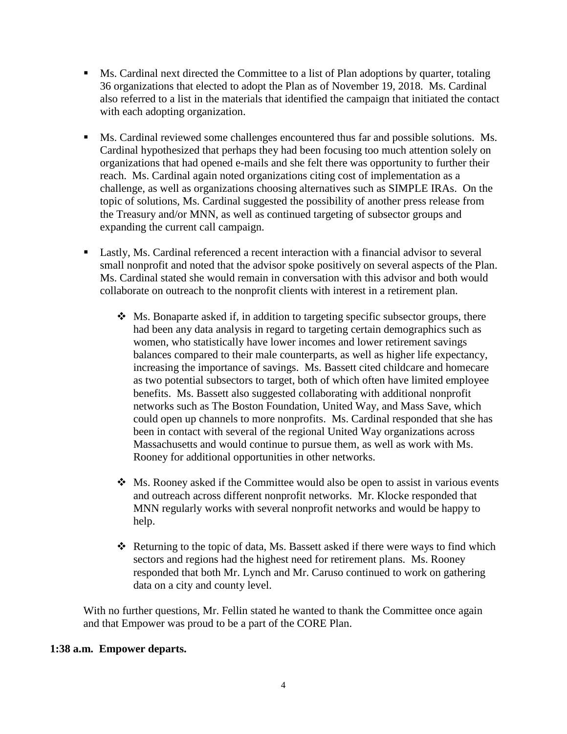- Ms. Cardinal next directed the Committee to a list of Plan adoptions by quarter, totaling 36 organizations that elected to adopt the Plan as of November 19, 2018. Ms. Cardinal also referred to a list in the materials that identified the campaign that initiated the contact with each adopting organization.

- Ms. Cardinal reviewed some challenges encountered thus far and possible solutions. Ms. Cardinal hypothesized that perhaps they had been focusing too much attention solely on organizations that had opened e-mails and she felt there was opportunity to further their reach. Ms. Cardinal again noted organizations citing cost of implementation as a challenge, as well as organizations choosing alternatives such as SIMPLE IRAs. On the topic of solutions, Ms. Cardinal suggested the possibility of another press release from the Treasury and/or MNN, as well as continued targeting of subsector groups and expanding the current call campaign.

- Lastly, Ms. Cardinal referenced a recent interaction with a financial advisor to several small nonprofit and noted that the advisor spoke positively on several aspects of the Plan. Ms. Cardinal stated she would remain in conversation with this advisor and both would collaborate on outreach to the nonprofit clients with interest in a retirement plan.

  - Ms. Bonaparte asked if, in addition to targeting specific subsector groups, there had been any data analysis in regard to targeting certain demographics such as women, who statistically have lower incomes and lower retirement savings balances compared to their male counterparts, as well as higher life expectancy, increasing the importance of savings. Ms. Bassett cited childcare and homecare as two potential subsectors to target, both of which often have limited employee benefits. Ms. Bassett also suggested collaborating with additional nonprofit networks such as The Boston Foundation, United Way, and Mass Save, which could open up channels to more nonprofits. Ms. Cardinal responded that she has been in contact with several of the regional United Way organizations across Massachusetts and would continue to pursue them, as well as work with Ms. Rooney for additional opportunities in other networks.

  - Ms. Rooney asked if the Committee would also be open to assist in various events and outreach across different nonprofit networks. Mr. Klocke responded that MNN regularly works with several nonprofit networks and would be happy to help.

  - Returning to the topic of data, Ms. Bassett asked if there were ways to find which sectors and regions had the highest need for retirement plans. Ms. Rooney responded that both Mr. Lynch and Mr. Caruso continued to work on gathering data on a city and county level.

With no further questions, Mr. Fellin stated he wanted to thank the Committee once again and that Empower was proud to be a part of the CORE Plan.

**1:38 a.m. Empower departs.**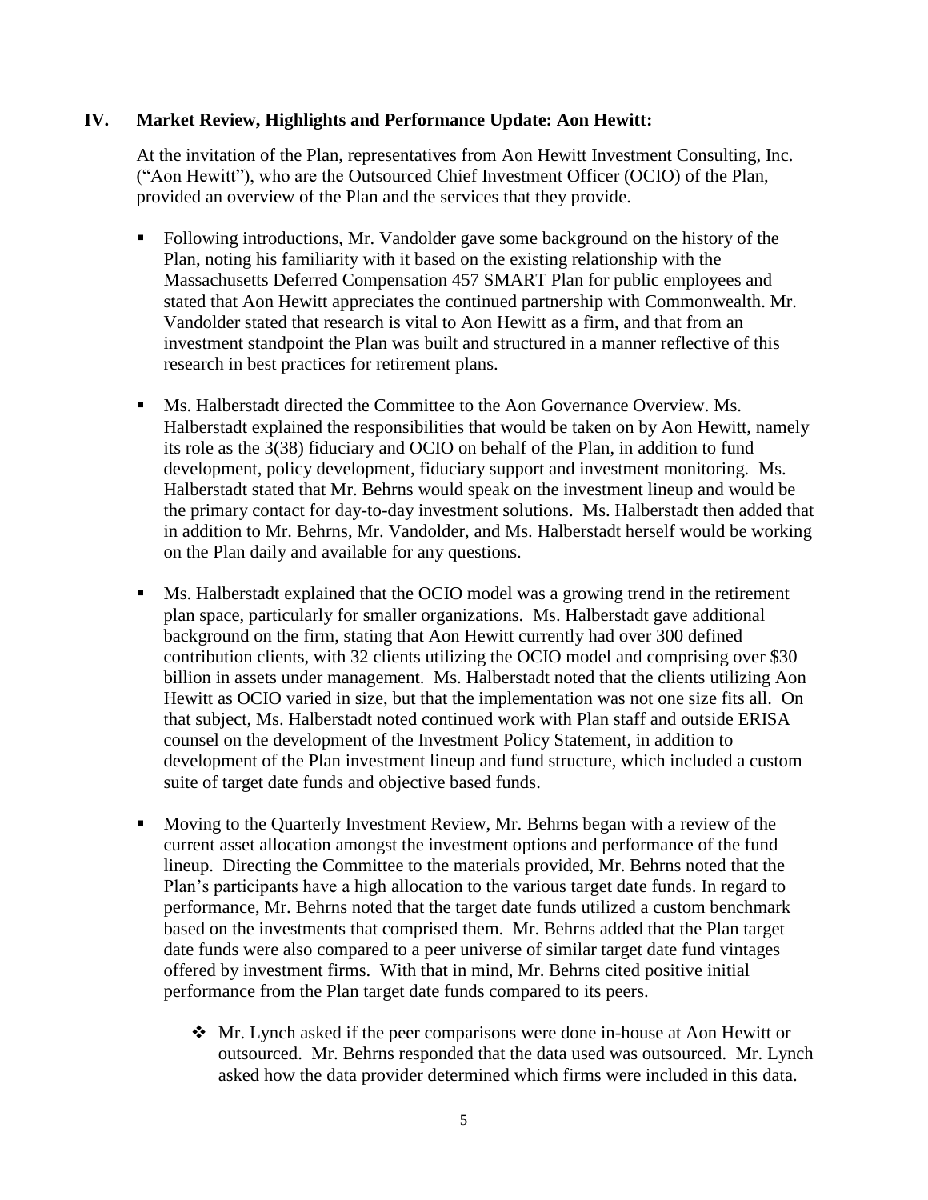## IV. Market Review, Highlights and Performance Update: Aon Hewitt:

At the invitation of the Plan, representatives from Aon Hewitt Investment Consulting, Inc. ("Aon Hewitt"), who are the Outsourced Chief Investment Officer (OCIO) of the Plan, provided an overview of the Plan and the services that they provide.

- Following introductions, Mr. Vandolder gave some background on the history of the Plan, noting his familiarity with it based on the existing relationship with the Massachusetts Deferred Compensation 457 SMART Plan for public employees and stated that Aon Hewitt appreciates the continued partnership with Commonwealth. Mr. Vandolder stated that research is vital to Aon Hewitt as a firm, and that from an investment standpoint the Plan was built and structured in a manner reflective of this research in best practices for retirement plans.

- Ms. Halberstadt directed the Committee to the Aon Governance Overview. Ms. Halberstadt explained the responsibilities that would be taken on by Aon Hewitt, namely its role as the 3(38) fiduciary and OCIO on behalf of the Plan, in addition to fund development, policy development, fiduciary support and investment monitoring. Ms. Halberstadt stated that Mr. Behrns would speak on the investment lineup and would be the primary contact for day-to-day investment solutions. Ms. Halberstadt then added that in addition to Mr. Behrns, Mr. Vandolder, and Ms. Halberstadt herself would be working on the Plan daily and available for any questions.

- Ms. Halberstadt explained that the OCIO model was a growing trend in the retirement plan space, particularly for smaller organizations. Ms. Halberstadt gave additional background on the firm, stating that Aon Hewitt currently had over 300 defined contribution clients, with 32 clients utilizing the OCIO model and comprising over $30 billion in assets under management. Ms. Halberstadt noted that the clients utilizing Aon Hewitt as OCIO varied in size, but that the implementation was not one size fits all. On that subject, Ms. Halberstadt noted continued work with Plan staff and outside ERISA counsel on the development of the Investment Policy Statement, in addition to development of the Plan investment lineup and fund structure, which included a custom suite of target date funds and objective based funds.

- Moving to the Quarterly Investment Review, Mr. Behrns began with a review of the current asset allocation amongst the investment options and performance of the fund lineup. Directing the Committee to the materials provided, Mr. Behrns noted that the Plan's participants have a high allocation to the various target date funds. In regard to performance, Mr. Behrns noted that the target date funds utilized a custom benchmark based on the investments that comprised them. Mr. Behrns added that the Plan target date funds were also compared to a peer universe of similar target date fund vintages offered by investment firms. With that in mind, Mr. Behrns cited positive initial performance from the Plan target date funds compared to its peers.

    - Mr. Lynch asked if the peer comparisons were done in-house at Aon Hewitt or outsourced. Mr. Behrns responded that the data used was outsourced. Mr. Lynch asked how the data provider determined which firms were included in this data.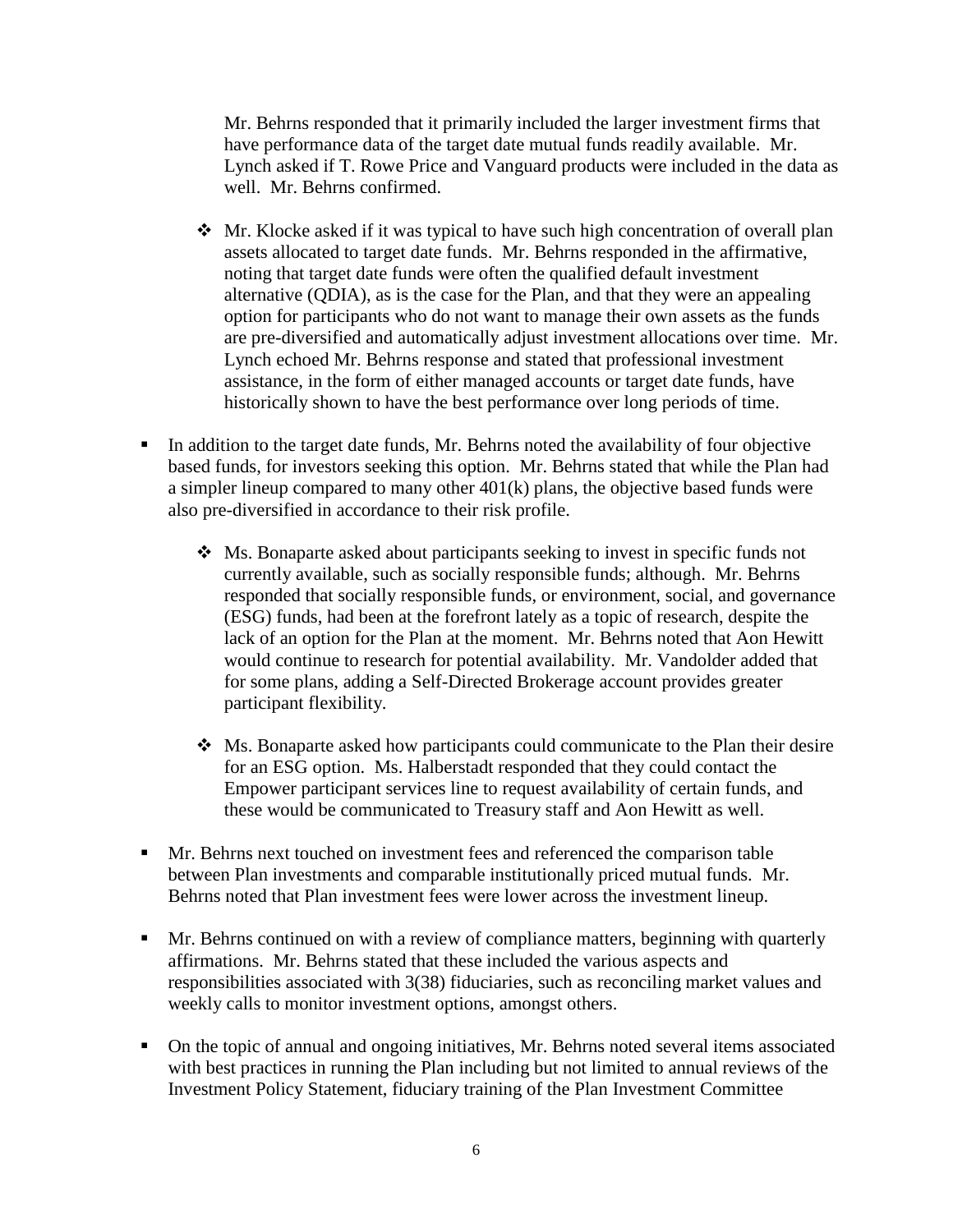Mr. Behrns responded that it primarily included the larger investment firms that have performance data of the target date mutual funds readily available. Mr. Lynch asked if T. Rowe Price and Vanguard products were included in the data as well. Mr. Behrns confirmed.

- Mr. Klocke asked if it was typical to have such high concentration of overall plan assets allocated to target date funds. Mr. Behrns responded in the affirmative, noting that target date funds were often the qualified default investment alternative (QDIA), as is the case for the Plan, and that they were an appealing option for participants who do not want to manage their own assets as the funds are pre-diversified and automatically adjust investment allocations over time. Mr. Lynch echoed Mr. Behrns response and stated that professional investment assistance, in the form of either managed accounts or target date funds, have historically shown to have the best performance over long periods of time.

- In addition to the target date funds, Mr. Behrns noted the availability of four objective based funds, for investors seeking this option. Mr. Behrns stated that while the Plan had a simpler lineup compared to many other 401(k) plans, the objective based funds were also pre-diversified in accordance to their risk profile.

  - Ms. Bonaparte asked about participants seeking to invest in specific funds not currently available, such as socially responsible funds; although. Mr. Behrns responded that socially responsible funds, or environment, social, and governance (ESG) funds, had been at the forefront lately as a topic of research, despite the lack of an option for the Plan at the moment. Mr. Behrns noted that Aon Hewitt would continue to research for potential availability. Mr. Vandolder added that for some plans, adding a Self-Directed Brokerage account provides greater participant flexibility.

  - Ms. Bonaparte asked how participants could communicate to the Plan their desire for an ESG option. Ms. Halberstadt responded that they could contact the Empower participant services line to request availability of certain funds, and these would be communicated to Treasury staff and Aon Hewitt as well.

- Mr. Behrns next touched on investment fees and referenced the comparison table between Plan investments and comparable institutionally priced mutual funds. Mr. Behrns noted that Plan investment fees were lower across the investment lineup.

- Mr. Behrns continued on with a review of compliance matters, beginning with quarterly affirmations. Mr. Behrns stated that these included the various aspects and responsibilities associated with 3(38) fiduciaries, such as reconciling market values and weekly calls to monitor investment options, amongst others.

- On the topic of annual and ongoing initiatives, Mr. Behrns noted several items associated with best practices in running the Plan including but not limited to annual reviews of the Investment Policy Statement, fiduciary training of the Plan Investment Committee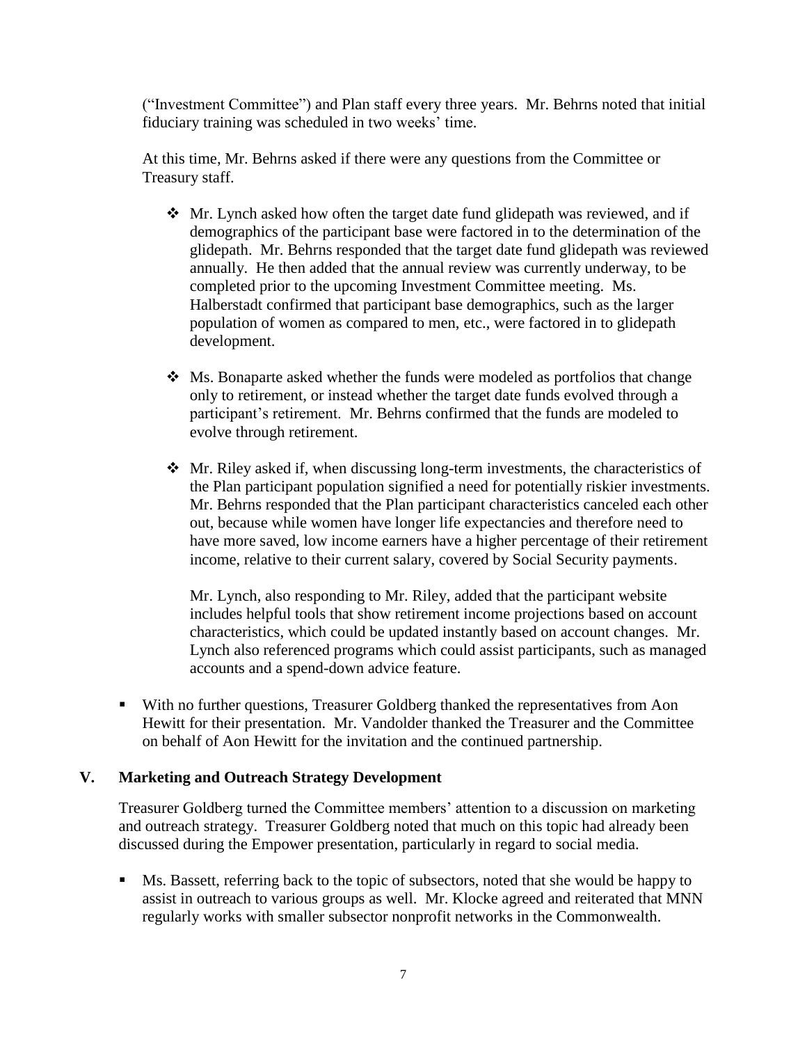("Investment Committee") and Plan staff every three years. Mr. Behrns noted that initial fiduciary training was scheduled in two weeks' time.

At this time, Mr. Behrns asked if there were any questions from the Committee or Treasury staff.

- Mr. Lynch asked how often the target date fund glidepath was reviewed, and if demographics of the participant base were factored in to the determination of the glidepath. Mr. Behrns responded that the target date fund glidepath was reviewed annually. He then added that the annual review was currently underway, to be completed prior to the upcoming Investment Committee meeting. Ms. Halberstadt confirmed that participant base demographics, such as the larger population of women as compared to men, etc., were factored in to glidepath development.

- Ms. Bonaparte asked whether the funds were modeled as portfolios that change only to retirement, or instead whether the target date funds evolved through a participant's retirement. Mr. Behrns confirmed that the funds are modeled to evolve through retirement.

- Mr. Riley asked if, when discussing long-term investments, the characteristics of the Plan participant population signified a need for potentially riskier investments. Mr. Behrns responded that the Plan participant characteristics canceled each other out, because while women have longer life expectancies and therefore need to have more saved, low income earners have a higher percentage of their retirement income, relative to their current salary, covered by Social Security payments.

  Mr. Lynch, also responding to Mr. Riley, added that the participant website includes helpful tools that show retirement income projections based on account characteristics, which could be updated instantly based on account changes. Mr. Lynch also referenced programs which could assist participants, such as managed accounts and a spend-down advice feature.

- With no further questions, Treasurer Goldberg thanked the representatives from Aon Hewitt for their presentation. Mr. Vandolder thanked the Treasurer and the Committee on behalf of Aon Hewitt for the invitation and the continued partnership.

## V. Marketing and Outreach Strategy Development

Treasurer Goldberg turned the Committee members' attention to a discussion on marketing and outreach strategy. Treasurer Goldberg noted that much on this topic had already been discussed during the Empower presentation, particularly in regard to social media.

- Ms. Bassett, referring back to the topic of subsectors, noted that she would be happy to assist in outreach to various groups as well. Mr. Klocke agreed and reiterated that MNN regularly works with smaller subsector nonprofit networks in the Commonwealth.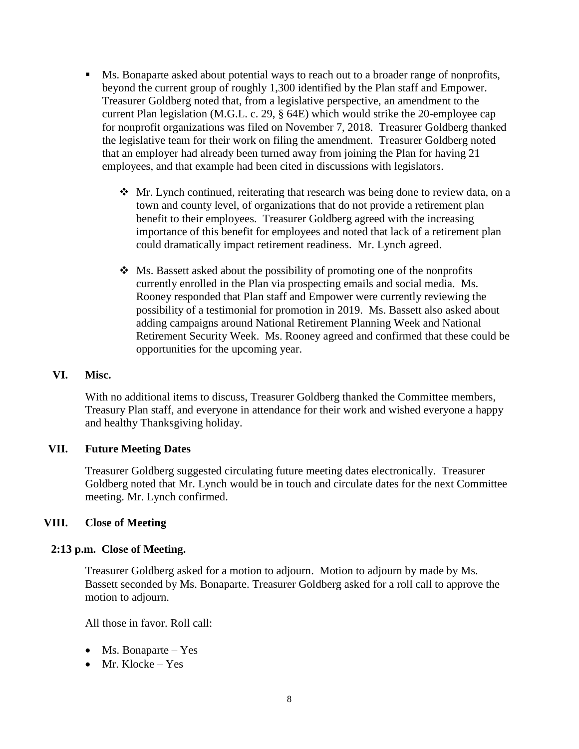- Ms. Bonaparte asked about potential ways to reach out to a broader range of nonprofits, beyond the current group of roughly 1,300 identified by the Plan staff and Empower. Treasurer Goldberg noted that, from a legislative perspective, an amendment to the current Plan legislation (M.G.L. c. 29, § 64E) which would strike the 20-employee cap for nonprofit organizations was filed on November 7, 2018. Treasurer Goldberg thanked the legislative team for their work on filing the amendment. Treasurer Goldberg noted that an employer had already been turned away from joining the Plan for having 21 employees, and that example had been cited in discussions with legislators.

    - Mr. Lynch continued, reiterating that research was being done to review data, on a town and county level, of organizations that do not provide a retirement plan benefit to their employees. Treasurer Goldberg agreed with the increasing importance of this benefit for employees and noted that lack of a retirement plan could dramatically impact retirement readiness. Mr. Lynch agreed.

    - Ms. Bassett asked about the possibility of promoting one of the nonprofits currently enrolled in the Plan via prospecting emails and social media. Ms. Rooney responded that Plan staff and Empower were currently reviewing the possibility of a testimonial for promotion in 2019. Ms. Bassett also asked about adding campaigns around National Retirement Planning Week and National Retirement Security Week. Ms. Rooney agreed and confirmed that these could be opportunities for the upcoming year.

## VI. Misc.

With no additional items to discuss, Treasurer Goldberg thanked the Committee members, Treasury Plan staff, and everyone in attendance for their work and wished everyone a happy and healthy Thanksgiving holiday.

## VII. Future Meeting Dates

Treasurer Goldberg suggested circulating future meeting dates electronically. Treasurer Goldberg noted that Mr. Lynch would be in touch and circulate dates for the next Committee meeting. Mr. Lynch confirmed.

## VIII. Close of Meeting

**2:13 p.m. Close of Meeting.**

Treasurer Goldberg asked for a motion to adjourn. Motion to adjourn by made by Ms. Bassett seconded by Ms. Bonaparte. Treasurer Goldberg asked for a roll call to approve the motion to adjourn.

All those in favor. Roll call:

- Ms. Bonaparte – Yes
- Mr. Klocke – Yes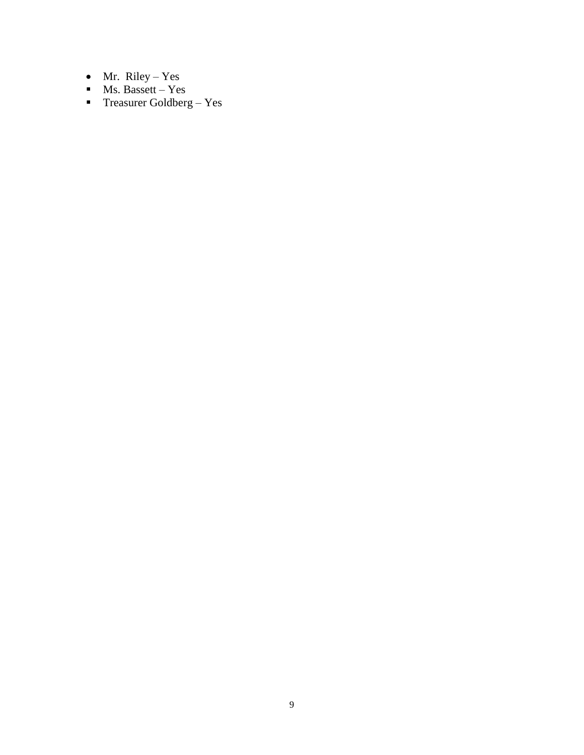- Mr.  Riley – Yes
  - Ms. Bassett – Yes
  - Treasurer Goldberg – Yes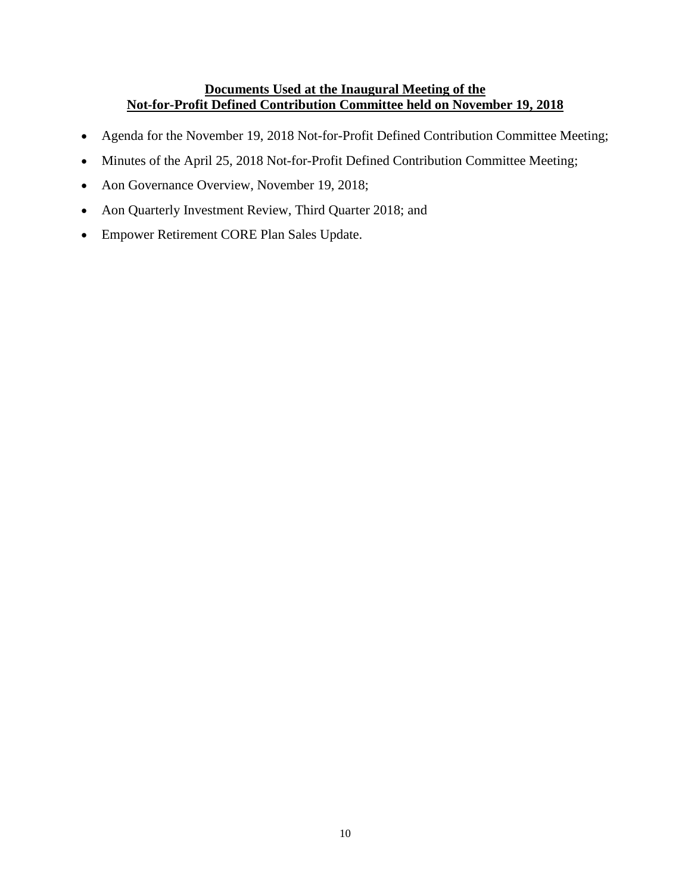**Documents Used at the Inaugural Meeting of the Not-for-Profit Defined Contribution Committee held on November 19, 2018**

- Agenda for the November 19, 2018 Not-for-Profit Defined Contribution Committee Meeting;
- Minutes of the April 25, 2018 Not-for-Profit Defined Contribution Committee Meeting;
- Aon Governance Overview, November 19, 2018;
- Aon Quarterly Investment Review, Third Quarter 2018; and
- Empower Retirement CORE Plan Sales Update.